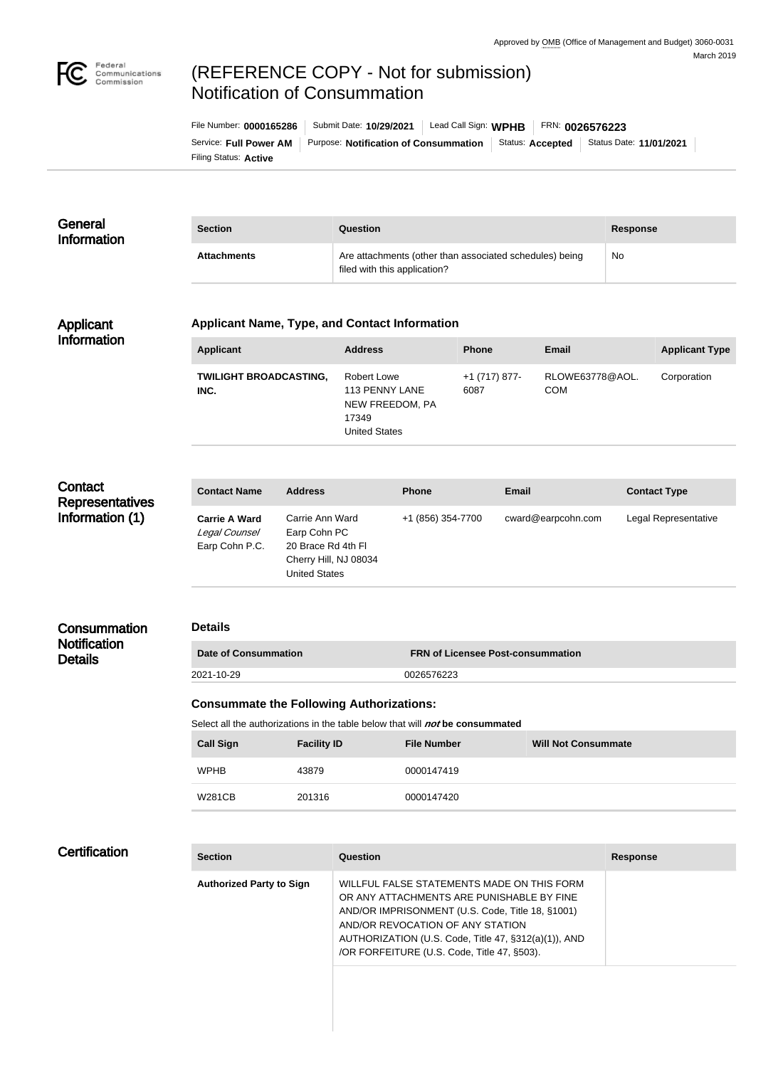Approved by OMB (Office of Management and Budget) 3060-0031
March 2019

# (REFERENCE COPY - Not for submission) Notification of Consummation

File Number: **0000165286** | Submit Date: **10/29/2021** | Lead Call Sign: **WPHB** | FRN: **0026576223**
Service: **Full Power AM** | Purpose: **Notification of Consummation** | Status: **Accepted** | Status Date: **11/01/2021**
Filing Status: **Active**

## General Information

| Section | Question | Response |
| --- | --- | --- |
| **Attachments** | Are attachments (other than associated schedules) being filed with this application? | No |

## Applicant Information

### Applicant Name, Type, and Contact Information

| Applicant | Address | Phone | Email | Applicant Type |
| --- | --- | --- | --- | --- |
| **TWILIGHT BROADCASTING, INC.** | Robert Lowe<br>113 PENNY LANE<br>NEW FREEDOM, PA 17349<br>United States | +1 (717) 877-6087 | RLOWE63778@AOL.COM | Corporation |

## Contact Representatives Information (1)

| Contact Name | Address | Phone | Email | Contact Type |
| --- | --- | --- | --- | --- |
| **Carrie A Ward**<br>*Legal Counsel*<br>Earp Cohn P.C. | Carrie Ann Ward<br>Earp Cohn PC<br>20 Brace Rd 4th Fl<br>Cherry Hill, NJ 08034<br>United States | +1 (856) 354-7700 | cward@earpcohn.com | Legal Representative |

## Consummation Notification Details

### Details

| Date of Consummation | FRN of Licensee Post-consummation |
| --- | --- |
| 2021-10-29 | 0026576223 |

### Consummate the Following Authorizations:

Select all the authorizations in the table below that will ***not*** **be consummated**

| Call Sign | Facility ID | File Number | Will Not Consummate |
| --- | --- | --- | --- |
| WPHB | 43879 | 0000147419 | |
| W281CB | 201316 | 0000147420 | |

## Certification

| Section | Question | Response |
| --- | --- | --- |
| **Authorized Party to Sign** | WILLFUL FALSE STATEMENTS MADE ON THIS FORM OR ANY ATTACHMENTS ARE PUNISHABLE BY FINE AND/OR IMPRISONMENT (U.S. Code, Title 18, §1001) AND/OR REVOCATION OF ANY STATION AUTHORIZATION (U.S. Code, Title 47, §312(a)(1)), AND /OR FORFEITURE (U.S. Code, Title 47, §503). | |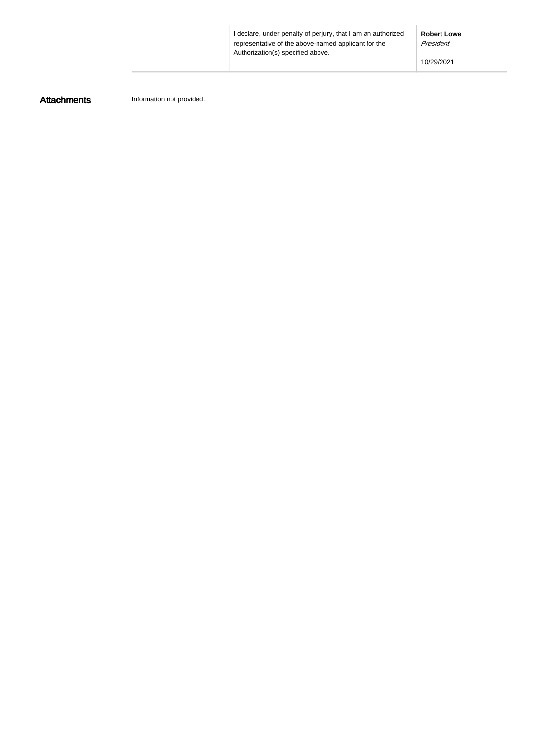| | | |
|---|---|---|
| | I declare, under penalty of perjury, that I am an authorized representative of the above-named applicant for the Authorization(s) specified above. | **Robert Lowe**<br>*President*<br><br>10/29/2021 |

## Attachments

Information not provided.